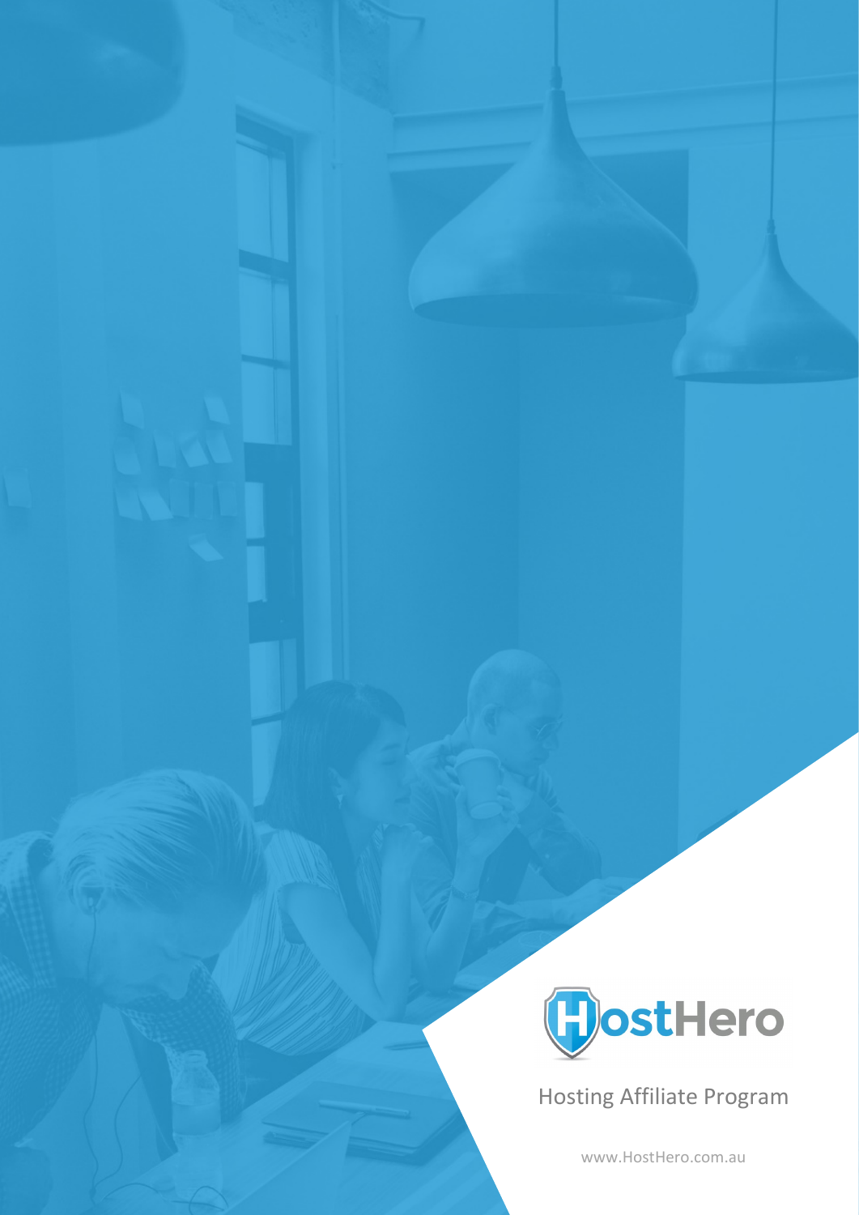HostHero

# Hosting Affiliate Program

www.HostHero.com.au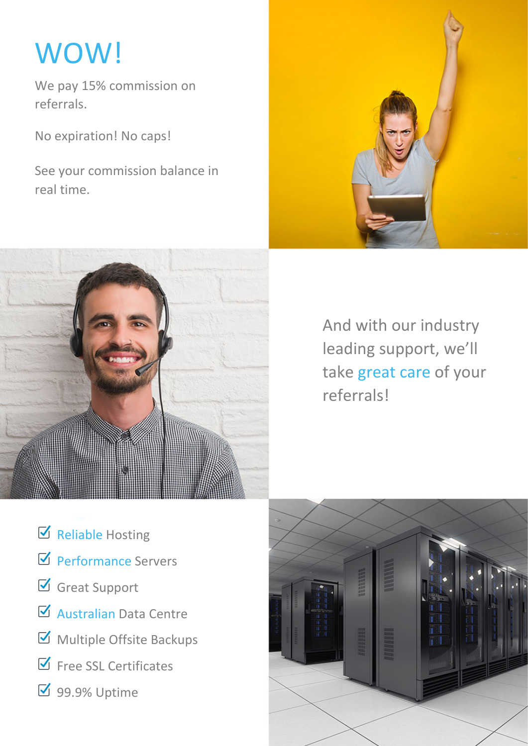# WOW!

We pay 15% commission on referrals.

No expiration! No caps!

See your commission balance in real time.

And with our industry leading support, we'll take great care of your referrals!

- ☑ Reliable Hosting
- ☑ Performance Servers
- ☑ Great Support
- ☑ Australian Data Centre
- ☑ Multiple Offsite Backups
- ☑ Free SSL Certificates
- ☑ 99.9% Uptime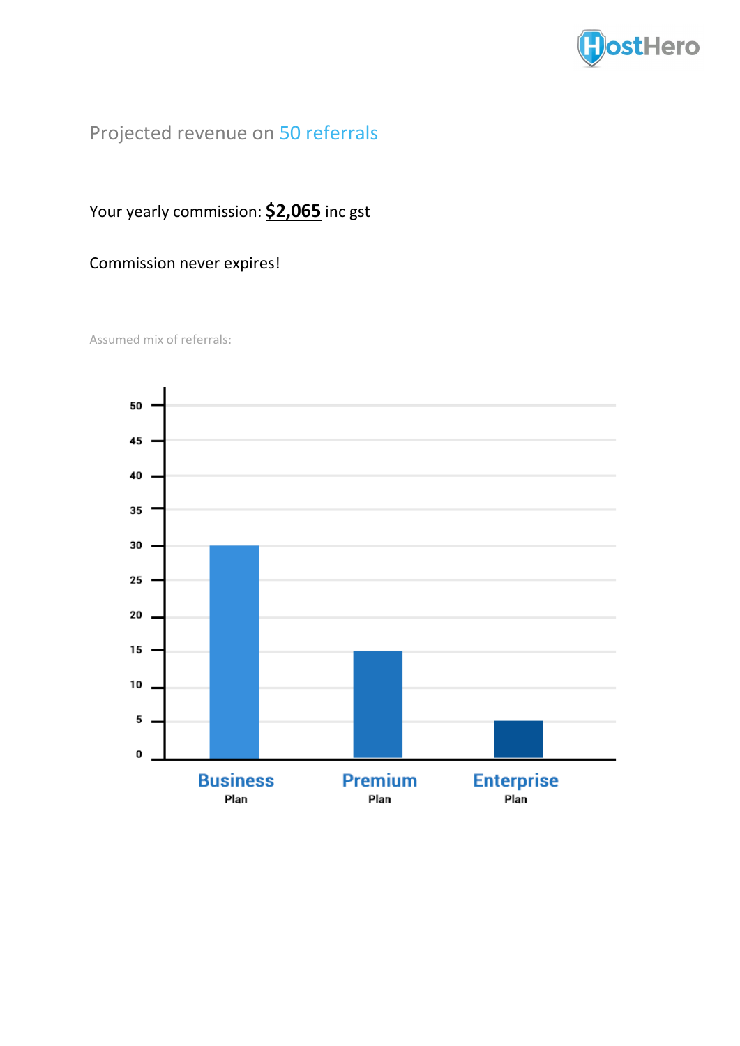## Projected revenue on 50 referrals

Your yearly commission: **$2,065** inc gst

Commission never expires!

Assumed mix of referrals:

| Plan | Referrals |
| --- | --- |
| Business Plan | 30 |
| Premium Plan | 15 |
| Enterprise Plan | 5 |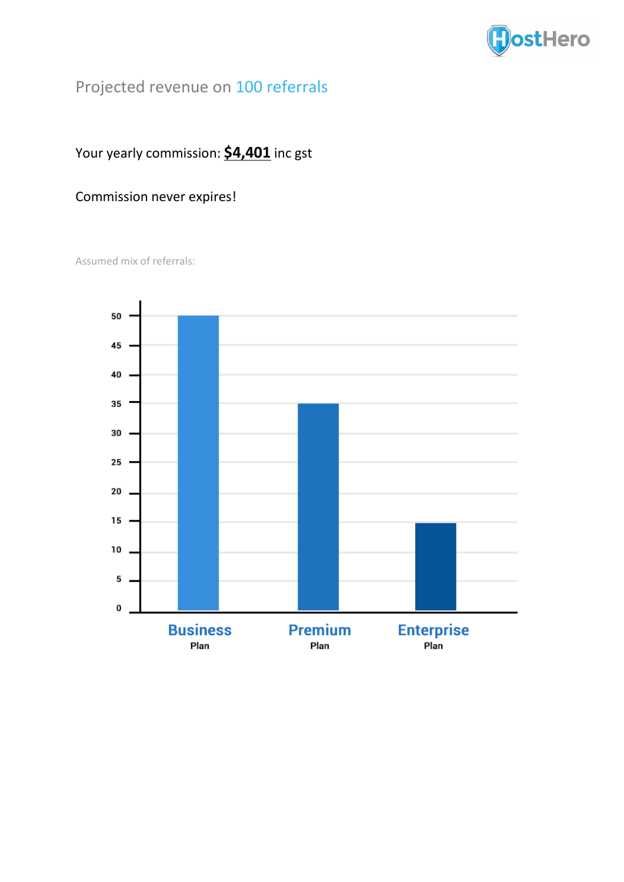## Projected revenue on 100 referrals

Your yearly commission: **$4,401** inc gst

Commission never expires!

Assumed mix of referrals:

| Plan | Referrals |
| --- | --- |
| Business Plan | 50 |
| Premium Plan | 35 |
| Enterprise Plan | 15 |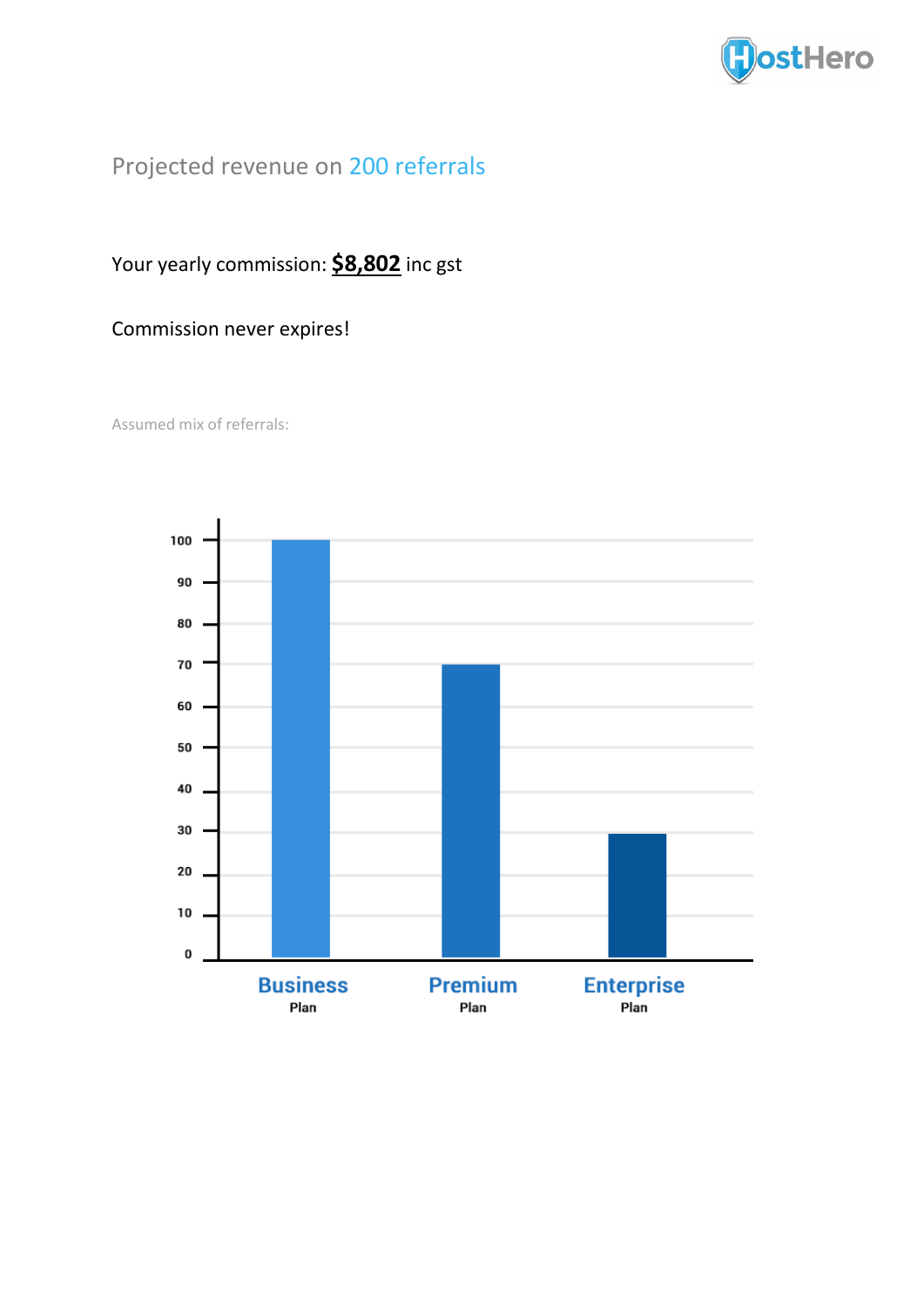## Projected revenue on 200 referrals

Your yearly commission: **<u>$8,802</u>** inc gst

Commission never expires!

Assumed mix of referrals:

| Plan | Referrals |
| --- | --- |
| Business Plan | 100 |
| Premium Plan | 70 |
| Enterprise Plan | 30 |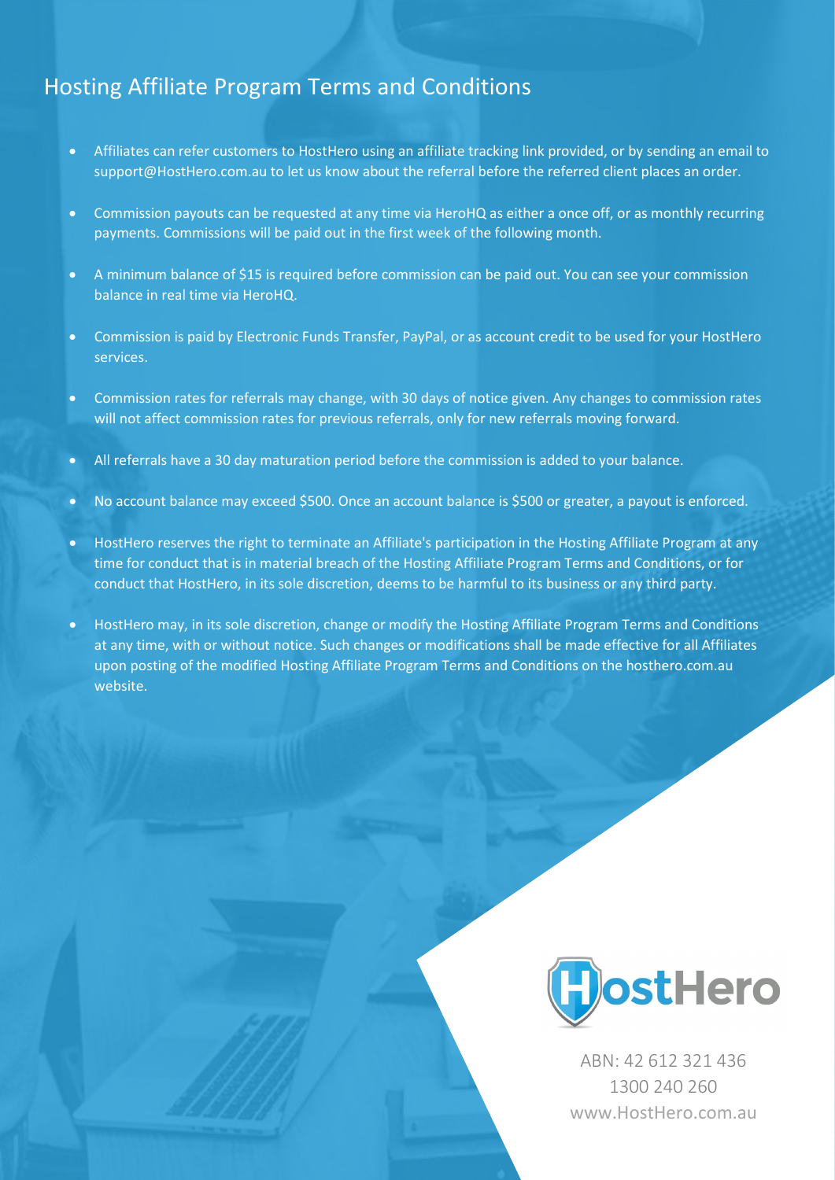## Hosting Affiliate Program Terms and Conditions

- Affiliates can refer customers to HostHero using an affiliate tracking link provided, or by sending an email to support@HostHero.com.au to let us know about the referral before the referred client places an order.
- Commission payouts can be requested at any time via HeroHQ as either a once off, or as monthly recurring payments. Commissions will be paid out in the first week of the following month.
- A minimum balance of $15 is required before commission can be paid out. You can see your commission balance in real time via HeroHQ.
- Commission is paid by Electronic Funds Transfer, PayPal, or as account credit to be used for your HostHero services.
- Commission rates for referrals may change, with 30 days of notice given. Any changes to commission rates will not affect commission rates for previous referrals, only for new referrals moving forward.
- All referrals have a 30 day maturation period before the commission is added to your balance.
- No account balance may exceed $500. Once an account balance is $500 or greater, a payout is enforced.
- HostHero reserves the right to terminate an Affiliate's participation in the Hosting Affiliate Program at any time for conduct that is in material breach of the Hosting Affiliate Program Terms and Conditions, or for conduct that HostHero, in its sole discretion, deems to be harmful to its business or any third party.
- HostHero may, in its sole discretion, change or modify the Hosting Affiliate Program Terms and Conditions at any time, with or without notice. Such changes or modifications shall be made effective for all Affiliates upon posting of the modified Hosting Affiliate Program Terms and Conditions on the hosthero.com.au website.

HostHero

ABN: 42 612 321 436
1300 240 260
www.HostHero.com.au